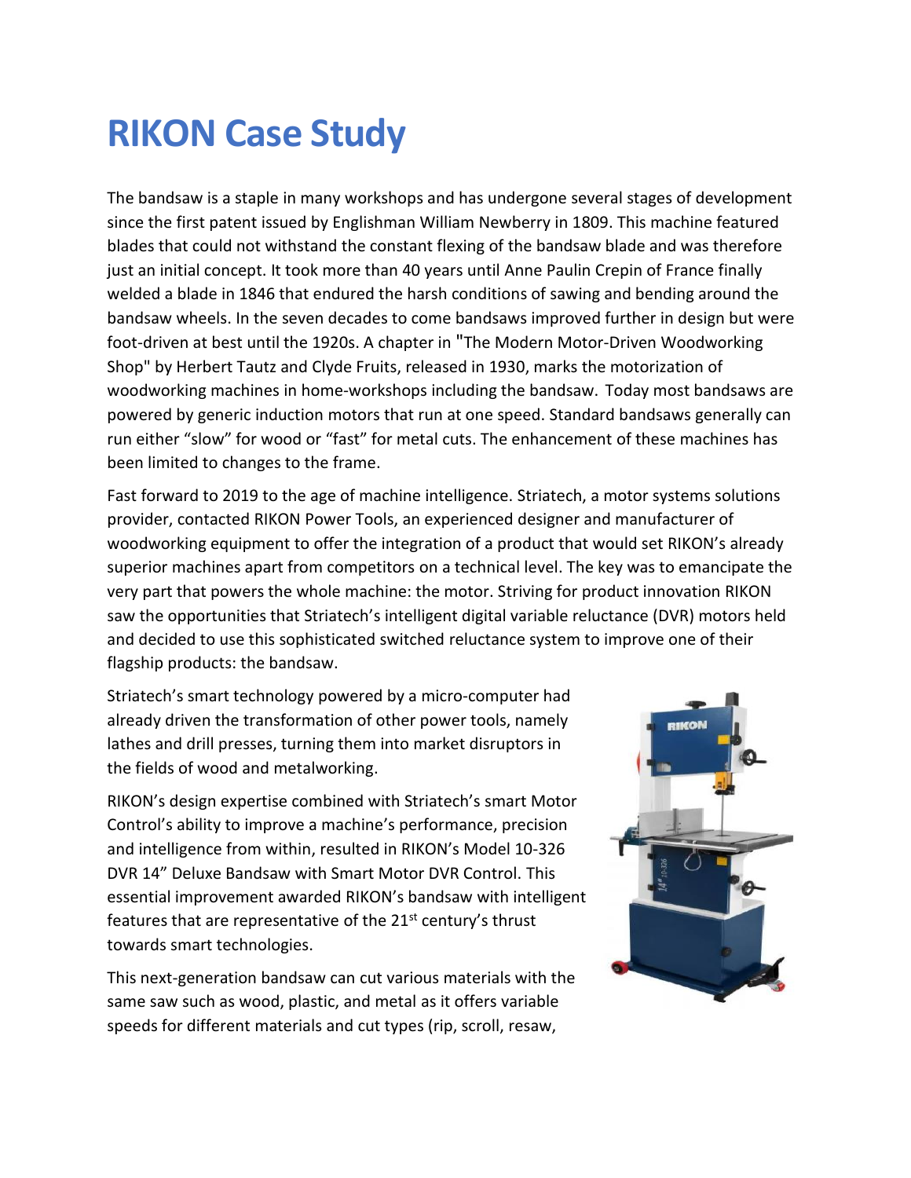# RIKON Case Study

The bandsaw is a staple in many workshops and has undergone several stages of development since the first patent issued by Englishman William Newberry in 1809. This machine featured blades that could not withstand the constant flexing of the bandsaw blade and was therefore just an initial concept. It took more than 40 years until Anne Paulin Crepin of France finally welded a blade in 1846 that endured the harsh conditions of sawing and bending around the bandsaw wheels. In the seven decades to come bandsaws improved further in design but were foot-driven at best until the 1920s. A chapter in "The Modern Motor-Driven Woodworking Shop" by Herbert Tautz and Clyde Fruits, released in 1930, marks the motorization of woodworking machines in home-workshops including the bandsaw. Today most bandsaws are powered by generic induction motors that run at one speed. Standard bandsaws generally can run either "slow" for wood or "fast" for metal cuts. The enhancement of these machines has been limited to changes to the frame.

Fast forward to 2019 to the age of machine intelligence. Striatech, a motor systems solutions provider, contacted RIKON Power Tools, an experienced designer and manufacturer of woodworking equipment to offer the integration of a product that would set RIKON's already superior machines apart from competitors on a technical level. The key was to emancipate the very part that powers the whole machine: the motor. Striving for product innovation RIKON saw the opportunities that Striatech's intelligent digital variable reluctance (DVR) motors held and decided to use this sophisticated switched reluctance system to improve one of their flagship products: the bandsaw.

Striatech's smart technology powered by a micro-computer had already driven the transformation of other power tools, namely lathes and drill presses, turning them into market disruptors in the fields of wood and metalworking.

RIKON's design expertise combined with Striatech's smart Motor Control's ability to improve a machine's performance, precision and intelligence from within, resulted in RIKON's Model 10-326 DVR 14" Deluxe Bandsaw with Smart Motor DVR Control. This essential improvement awarded RIKON's bandsaw with intelligent features that are representative of the 21st century's thrust towards smart technologies.

This next-generation bandsaw can cut various materials with the same saw such as wood, plastic, and metal as it offers variable speeds for different materials and cut types (rip, scroll, resaw,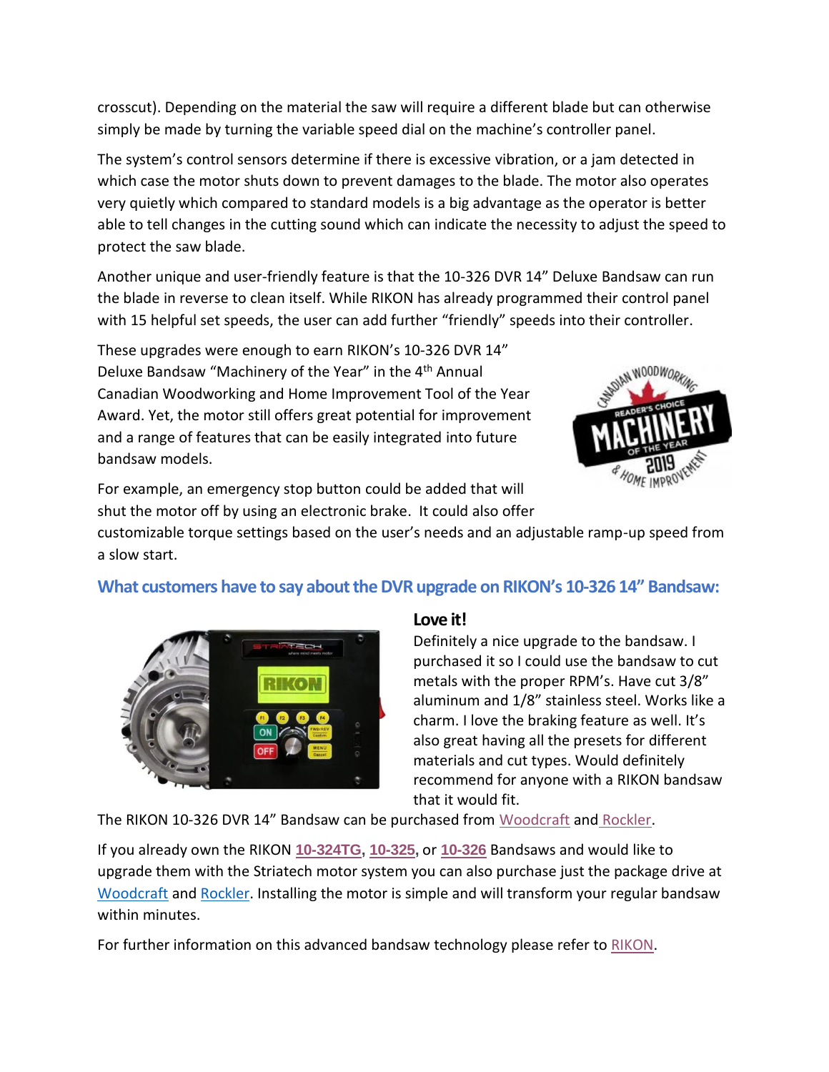crosscut). Depending on the material the saw will require a different blade but can otherwise simply be made by turning the variable speed dial on the machine's controller panel.

The system's control sensors determine if there is excessive vibration, or a jam detected in which case the motor shuts down to prevent damages to the blade. The motor also operates very quietly which compared to standard models is a big advantage as the operator is better able to tell changes in the cutting sound which can indicate the necessity to adjust the speed to protect the saw blade.

Another unique and user-friendly feature is that the 10-326 DVR 14" Deluxe Bandsaw can run the blade in reverse to clean itself. While RIKON has already programmed their control panel with 15 helpful set speeds, the user can add further "friendly" speeds into their controller.

These upgrades were enough to earn RIKON's 10-326 DVR 14" Deluxe Bandsaw "Machinery of the Year" in the 4th Annual Canadian Woodworking and Home Improvement Tool of the Year Award. Yet, the motor still offers great potential for improvement and a range of features that can be easily integrated into future bandsaw models.

For example, an emergency stop button could be added that will shut the motor off by using an electronic brake. It could also offer customizable torque settings based on the user's needs and an adjustable ramp-up speed from a slow start.

## What customers have to say about the DVR upgrade on RIKON's 10-326 14" Bandsaw:

### Love it!

Definitely a nice upgrade to the bandsaw. I purchased it so I could use the bandsaw to cut metals with the proper RPM's. Have cut 3/8" aluminum and 1/8" stainless steel. Works like a charm. I love the braking feature as well. It's also great having all the presets for different materials and cut types. Would definitely recommend for anyone with a RIKON bandsaw that it would fit.

The RIKON 10-326 DVR 14" Bandsaw can be purchased from Woodcraft and Rockler.

If you already own the RIKON **10-324TG**, **10-325**, or **10-326** Bandsaws and would like to upgrade them with the Striatech motor system you can also purchase just the package drive at Woodcraft and Rockler. Installing the motor is simple and will transform your regular bandsaw within minutes.

For further information on this advanced bandsaw technology please refer to RIKON.